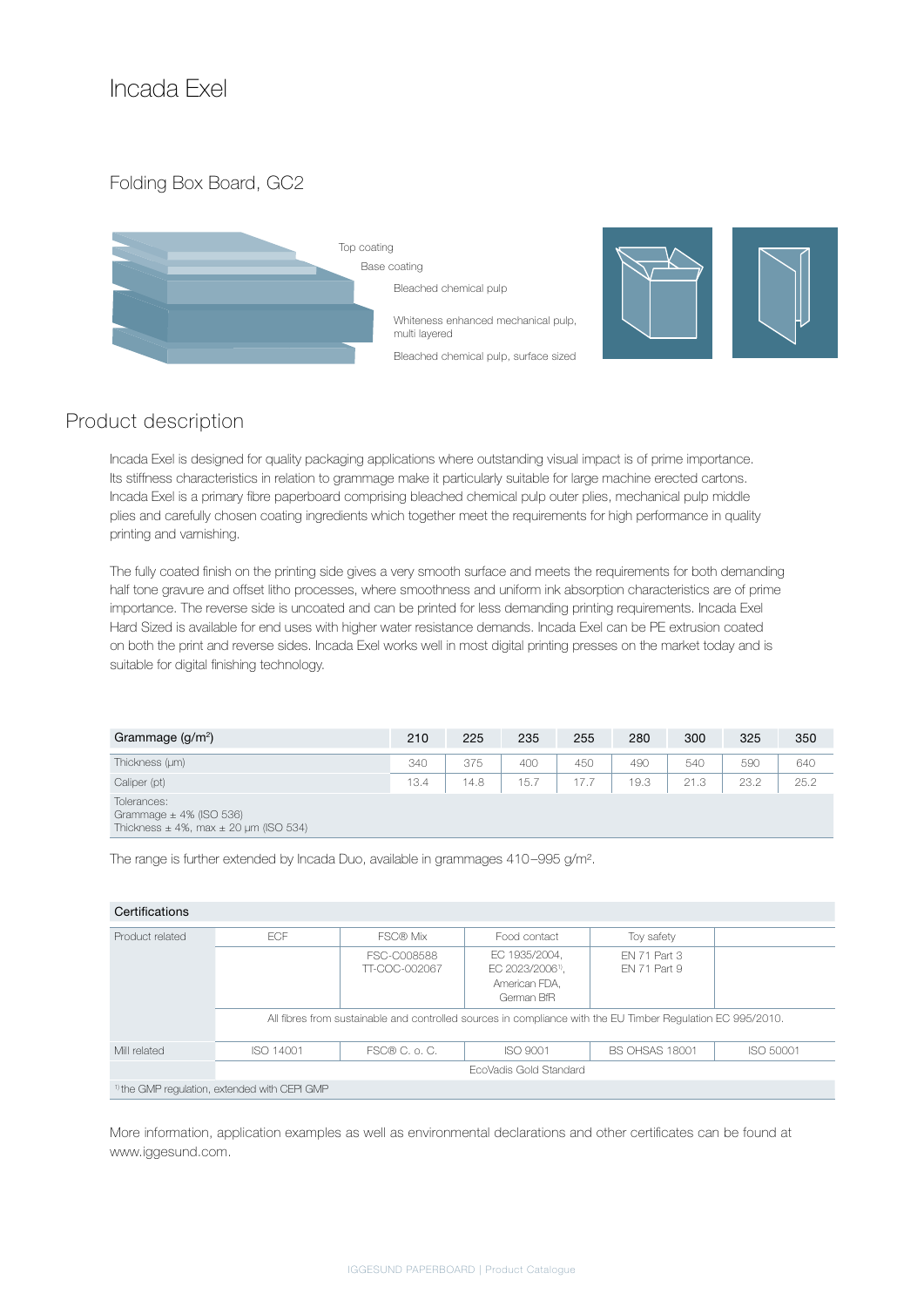# Incada Exel

## Folding Box Board, GC2

Top coating

Base coating

Bleached chemical pulp

Whiteness enhanced mechanical pulp, multi layered

Bleached chemical pulp, surface sized

## Product description

Incada Exel is designed for quality packaging applications where outstanding visual impact is of prime importance. Its stiffness characteristics in relation to grammage make it particularly suitable for large machine erected cartons. Incada Exel is a primary fibre paperboard comprising bleached chemical pulp outer plies, mechanical pulp middle plies and carefully chosen coating ingredients which together meet the requirements for high performance in quality printing and varnishing.

The fully coated finish on the printing side gives a very smooth surface and meets the requirements for both demanding half tone gravure and offset litho processes, where smoothness and uniform ink absorption characteristics are of prime importance. The reverse side is uncoated and can be printed for less demanding printing requirements. Incada Exel Hard Sized is available for end uses with higher water resistance demands. Incada Exel can be PE extrusion coated on both the print and reverse sides. Incada Exel works well in most digital printing presses on the market today and is suitable for digital finishing technology.

| Grammage (g/m²) | 210 | 225 | 235 | 255 | 280 | 300 | 325 | 350 |
|---|---|---|---|---|---|---|---|---|
| Thickness (µm) | 340 | 375 | 400 | 450 | 490 | 540 | 590 | 640 |
| Caliper (pt) | 13.4 | 14.8 | 15.7 | 17.7 | 19.3 | 21.3 | 23.2 | 25.2 |
| Tolerances:<br>Grammage ± 4% (ISO 536)<br>Thickness ± 4%, max ± 20 µm (ISO 534) | | | | | | | | |

The range is further extended by Incada Duo, available in grammages 410–995 g/m².

| Certifications | | | | | |
|---|---|---|---|---|---|
| Product related | ECF | FSC® Mix | Food contact | Toy safety | |
| | | FSC-C008588<br>TT-COC-002067 | EC 1935/2004,<br>EC 2023/2006[1],<br>American FDA,<br>German BfR | EN 71 Part 3<br>EN 71 Part 9 | |
| | All fibres from sustainable and controlled sources in compliance with the EU Timber Regulation EC 995/2010. | | | | |
| Mill related | ISO 14001 | FSC® C. o. C. | ISO 9001 | BS OHSAS 18001 | ISO 50001 |
| | EcoVadis Gold Standard | | | | |
| [1] the GMP regulation, extended with CEPI GMP | | | | | |

More information, application examples as well as environmental declarations and other certificates can be found at www.iggesund.com.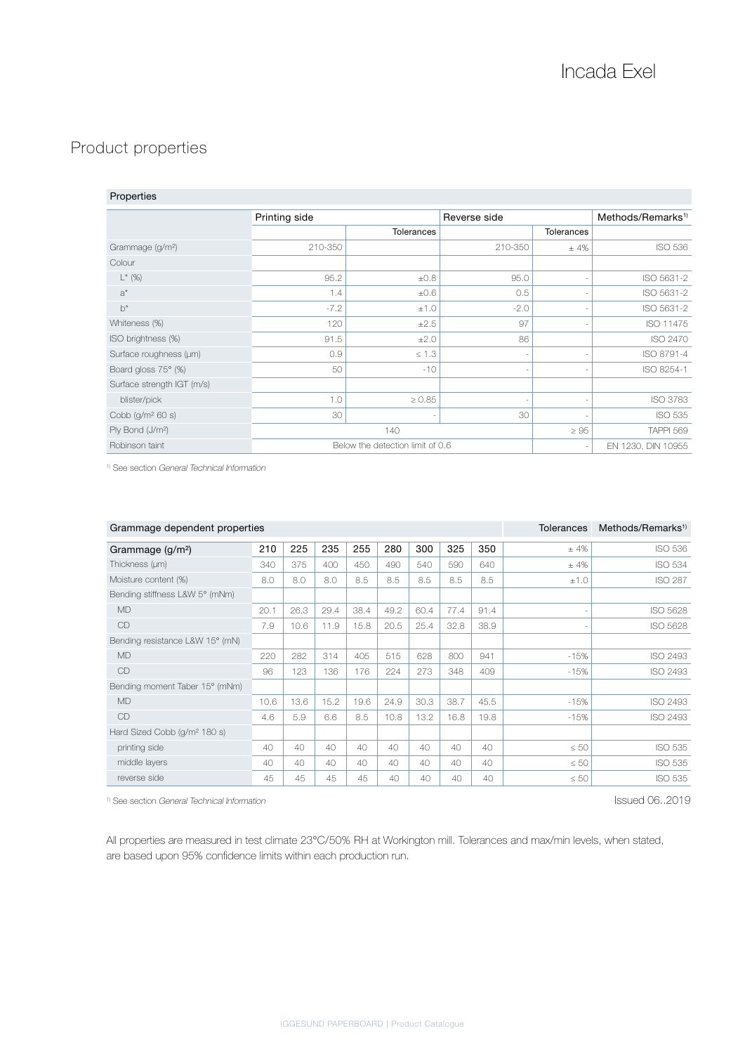# Incada Exel

## Product properties

| Properties | Printing side | | Reverse side | | Methods/Remarks[1] |
|---|---|---|---|---|---|
| | | Tolerances | | Tolerances | |
| Grammage (g/m²) | 210-350 | | 210-350 | ± 4% | ISO 536 |
| Colour | | | | | |
| L* (%) | 95.2 | ±0.8 | 95.0 | - | ISO 5631-2 |
| a* | 1.4 | ±0.6 | 0.5 | - | ISO 5631-2 |
| b* | -7.2 | ±1.0 | -2.0 | - | ISO 5631-2 |
| Whiteness (%) | 120 | ±2.5 | 97 | - | ISO 11475 |
| ISO brightness (%) | 91.5 | ±2.0 | 86 | | ISO 2470 |
| Surface roughness (µm) | 0.9 | ≤ 1.3 | - | - | ISO 8791-4 |
| Board gloss 75° (%) | 50 | -10 | - | - | ISO 8254-1 |
| Surface strength IGT (m/s) | | | | | |
| blister/pick | 1.0 | ≥ 0.85 | - | - | ISO 3783 |
| Cobb (g/m² 60 s) | 30 | - | 30 | - | ISO 535 |
| Ply Bond (J/m²) | 140 | | | ≥ 95 | TAPPI 569 |
| Robinson taint | Below the detection limit of 0.6 | | | - | EN 1230, DIN 10955 |

[1] See section *General Technical Information*

| Grammage dependent properties | | | | | | | | | Tolerances | Methods/Remarks[1] |
|---|---|---|---|---|---|---|---|---|---|---|
| Grammage (g/m²) | 210 | 225 | 235 | 255 | 280 | 300 | 325 | 350 | ± 4% | ISO 536 |
| Thickness (µm) | 340 | 375 | 400 | 450 | 490 | 540 | 590 | 640 | ± 4% | ISO 534 |
| Moisture content (%) | 8.0 | 8.0 | 8.0 | 8.5 | 8.5 | 8.5 | 8.5 | 8.5 | ±1.0 | ISO 287 |
| Bending stiffness L&W 5° (mNm) | | | | | | | | | | |
| MD | 20.1 | 26.3 | 29.4 | 38.4 | 49.2 | 60.4 | 77.4 | 91.4 | - | ISO 5628 |
| CD | 7.9 | 10.6 | 11.9 | 15.8 | 20.5 | 25.4 | 32.8 | 38.9 | - | ISO 5628 |
| Bending resistance L&W 15° (mN) | | | | | | | | | | |
| MD | 220 | 282 | 314 | 405 | 515 | 628 | 800 | 941 | -15% | ISO 2493 |
| CD | 96 | 123 | 136 | 176 | 224 | 273 | 348 | 409 | -15% | ISO 2493 |
| Bending moment Taber 15° (mNm) | | | | | | | | | | |
| MD | 10.6 | 13.6 | 15.2 | 19.6 | 24.9 | 30.3 | 38.7 | 45.5 | -15% | ISO 2493 |
| CD | 4.6 | 5.9 | 6.6 | 8.5 | 10.8 | 13.2 | 16.8 | 19.8 | -15% | ISO 2493 |
| Hard Sized Cobb (g/m² 180 s) | | | | | | | | | | |
| printing side | 40 | 40 | 40 | 40 | 40 | 40 | 40 | 40 | ≤ 50 | ISO 535 |
| middle layers | 40 | 40 | 40 | 40 | 40 | 40 | 40 | 40 | ≤ 50 | ISO 535 |
| reverse side | 45 | 45 | 45 | 45 | 40 | 40 | 40 | 40 | ≤ 50 | ISO 535 |

[1] See section *General Technical Information*

Issued 06..2019

All properties are measured in test climate 23°C/50% RH at Workington mill. Tolerances and max/min levels, when stated, are based upon 95% confidence limits within each production run.